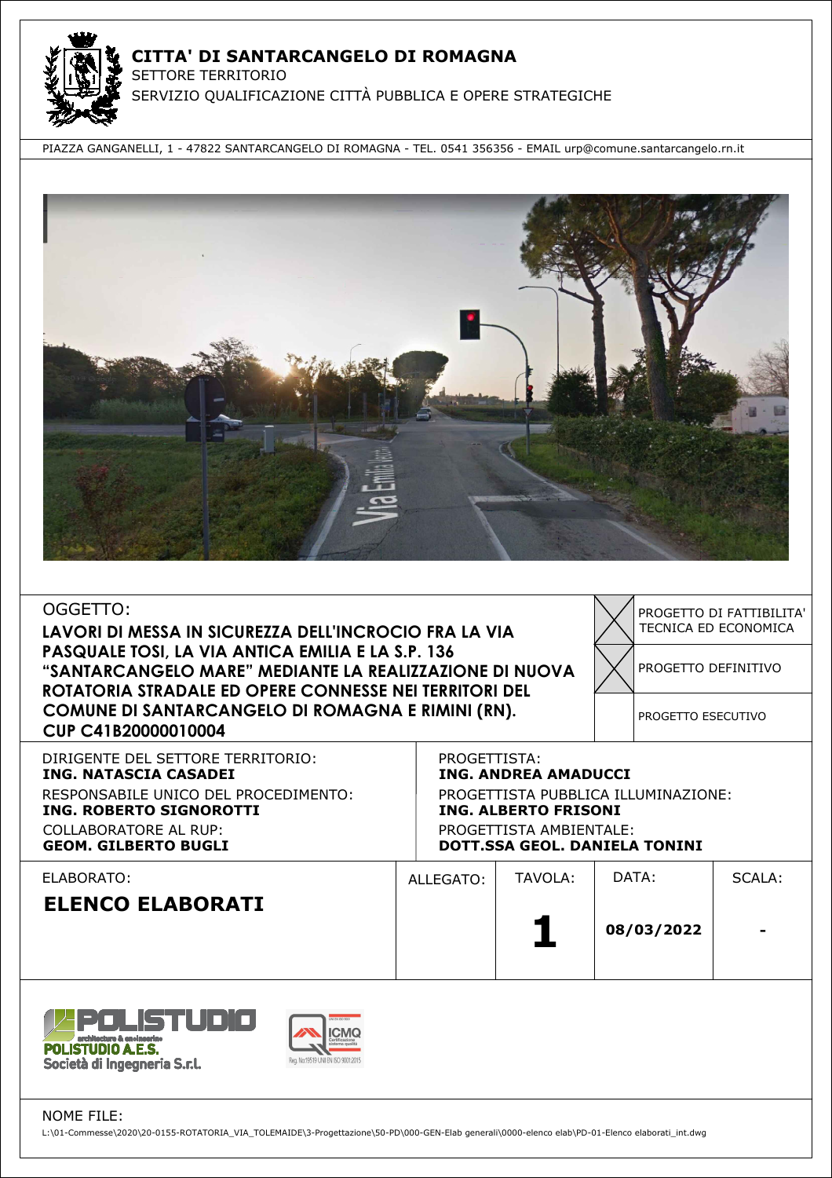# CITTA' DI SANTARCANGELO DI ROMAGNA

SETTORE TERRITORIO

SERVIZIO QUALIFICAZIONE CITTÀ PUBBLICA E OPERE STRATEGICHE

PIAZZA GANGANELLI, 1 - 47822 SANTARCANGELO DI ROMAGNA - TEL. 0541 356356 - EMAIL urp@comune.santarcangelo.rn.it

OGGETTO:

**LAVORI DI MESSA IN SICUREZZA DELL'INCROCIO FRA LA VIA PASQUALE TOSI, LA VIA ANTICA EMILIA E LA S.P. 136 "SANTARCANGELO MARE" MEDIANTE LA REALIZZAZIONE DI NUOVA ROTATORIA STRADALE ED OPERE CONNESSE NEI TERRITORI DEL COMUNE DI SANTARCANGELO DI ROMAGNA E RIMINI (RN).**

**CUP C41B20000010004**

| | |
|---|---|
| X | PROGETTO DI FATTIBILITA' TECNICA ED ECONOMICA |
| X | PROGETTO DEFINITIVO |
| | PROGETTO ESECUTIVO |

DIRIGENTE DEL SETTORE TERRITORIO:
**ING. NATASCIA CASADEI**

RESPONSABILE UNICO DEL PROCEDIMENTO:
**ING. ROBERTO SIGNOROTTI**

COLLABORATORE AL RUP:
**GEOM. GILBERTO BUGLI**

PROGETTISTA:
**ING. ANDREA AMADUCCI**

PROGETTISTA PUBBLICA ILLUMINAZIONE:
**ING. ALBERTO FRISONI**

PROGETTISTA AMBIENTALE:
**DOTT.SSA GEOL. DANIELA TONINI**

| ELABORATO: | ALLEGATO: | TAVOLA: | DATA: | SCALA: |
|---|---|---|---|---|
| **ELENCO ELABORATI** | | **1** | **08/03/2022** | - |

POLISTUDIO A.E.S.
Società di Ingegneria S.r.l.

NOME FILE:
L:\01-Commesse\2020\20-0155-ROTATORIA_VIA_TOLEMAIDE\3-Progettazione\50-PD\000-GEN-Elab generali\0000-elenco elab\PD-01-Elenco elaborati_int.dwg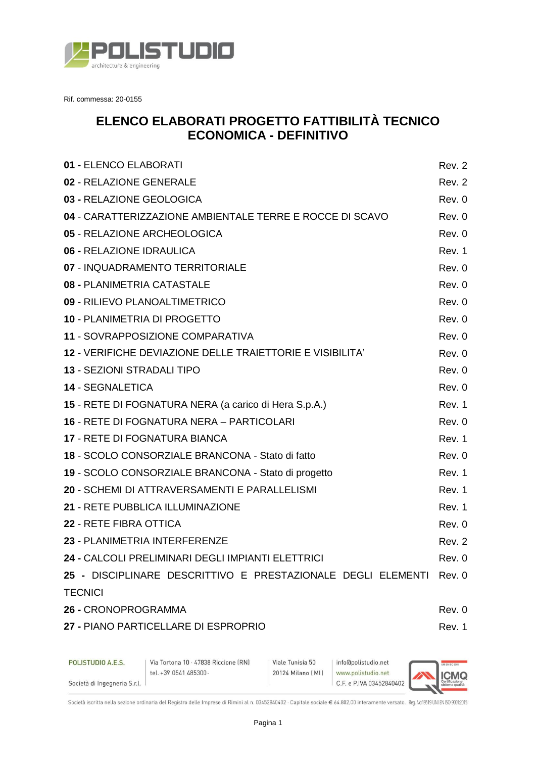Rif. commessa: 20-0155

# ELENCO ELABORATI PROGETTO FATTIBILITÀ TECNICO ECONOMICA - DEFINITIVO

| | |
|---|---|
| **01 -** ELENCO ELABORATI | Rev. 2 |
| **02** - RELAZIONE GENERALE | Rev. 2 |
| **03 -** RELAZIONE GEOLOGICA | Rev. 0 |
| **04** - CARATTERIZZAZIONE AMBIENTALE TERRE E ROCCE DI SCAVO | Rev. 0 |
| **05 -** RELAZIONE ARCHEOLOGICA | Rev. 0 |
| **06 -** RELAZIONE IDRAULICA | Rev. 1 |
| **07** - INQUADRAMENTO TERRITORIALE | Rev. 0 |
| **08 -** PLANIMETRIA CATASTALE | Rev. 0 |
| **09** - RILIEVO PLANOALTIMETRICO | Rev. 0 |
| **10** - PLANIMETRIA DI PROGETTO | Rev. 0 |
| **11** - SOVRAPPOSIZIONE COMPARATIVA | Rev. 0 |
| **12** - VERIFICHE DEVIAZIONE DELLE TRAIETTORIE E VISIBILITA’ | Rev. 0 |
| **13** - SEZIONI STRADALI TIPO | Rev. 0 |
| **14** - SEGNALETICA | Rev. 0 |
| **15** - RETE DI FOGNATURA NERA (a carico di Hera S.p.A.) | Rev. 1 |
| **16** - RETE DI FOGNATURA NERA – PARTICOLARI | Rev. 0 |
| **17** - RETE DI FOGNATURA BIANCA | Rev. 1 |
| **18** - SCOLO CONSORZIALE BRANCONA - Stato di fatto | Rev. 0 |
| **19** - SCOLO CONSORZIALE BRANCONA - Stato di progetto | Rev. 1 |
| **20** - SCHEMI DI ATTRAVERSAMENTI E PARALLELISMI | Rev. 1 |
| **21** - RETE PUBBLICA ILLUMINAZIONE | Rev. 1 |
| **22** - RETE FIBRA OTTICA | Rev. 0 |
| **23** - PLANIMETRIA INTERFERENZE | Rev. 2 |
| **24 -** CALCOLI PRELIMINARI DEGLI IMPIANTI ELETTRICI | Rev. 0 |
| **25 -** DISCIPLINARE DESCRITTIVO E PRESTAZIONALE DEGLI ELEMENTI TECNICI | Rev. 0 |
| **26 -** CRONOPROGRAMMA | Rev. 0 |
| **27 -** PIANO PARTICELLARE DI ESPROPRIO | Rev. 1 |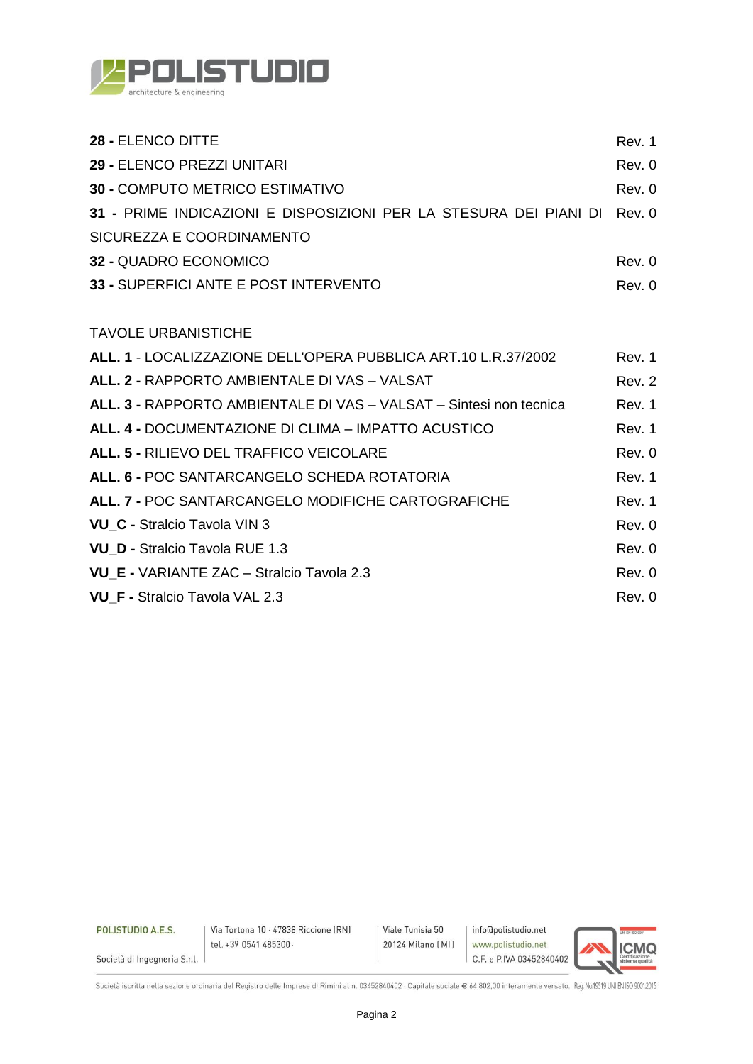| | |
|---|---|
| **28 -** ELENCO DITTE | Rev. 1 |
| **29 -** ELENCO PREZZI UNITARI | Rev. 0 |
| **30 -** COMPUTO METRICO ESTIMATIVO | Rev. 0 |
| **31 -** PRIME INDICAZIONI E DISPOSIZIONI PER LA STESURA DEI PIANI DI SICUREZZA E COORDINAMENTO | Rev. 0 |
| **32 -** QUADRO ECONOMICO | Rev. 0 |
| **33 -** SUPERFICI ANTE E POST INTERVENTO | Rev. 0 |

TAVOLE URBANISTICHE

| | |
|---|---|
| **ALL. 1** - LOCALIZZAZIONE DELL'OPERA PUBBLICA ART.10 L.R.37/2002 | Rev. 1 |
| **ALL. 2 -** RAPPORTO AMBIENTALE DI VAS – VALSAT | Rev. 2 |
| **ALL. 3 -** RAPPORTO AMBIENTALE DI VAS – VALSAT – Sintesi non tecnica | Rev. 1 |
| **ALL. 4 -** DOCUMENTAZIONE DI CLIMA – IMPATTO ACUSTICO | Rev. 1 |
| **ALL. 5 -** RILIEVO DEL TRAFFICO VEICOLARE | Rev. 0 |
| **ALL. 6 -** POC SANTARCANGELO SCHEDA ROTATORIA | Rev. 1 |
| **ALL. 7 -** POC SANTARCANGELO MODIFICHE CARTOGRAFICHE | Rev. 1 |
| **VU_C -** Stralcio Tavola VIN 3 | Rev. 0 |
| **VU_D -** Stralcio Tavola RUE 1.3 | Rev. 0 |
| **VU_E -** VARIANTE ZAC – Stralcio Tavola 2.3 | Rev. 0 |
| **VU_F -** Stralcio Tavola VAL 2.3 | Rev. 0 |